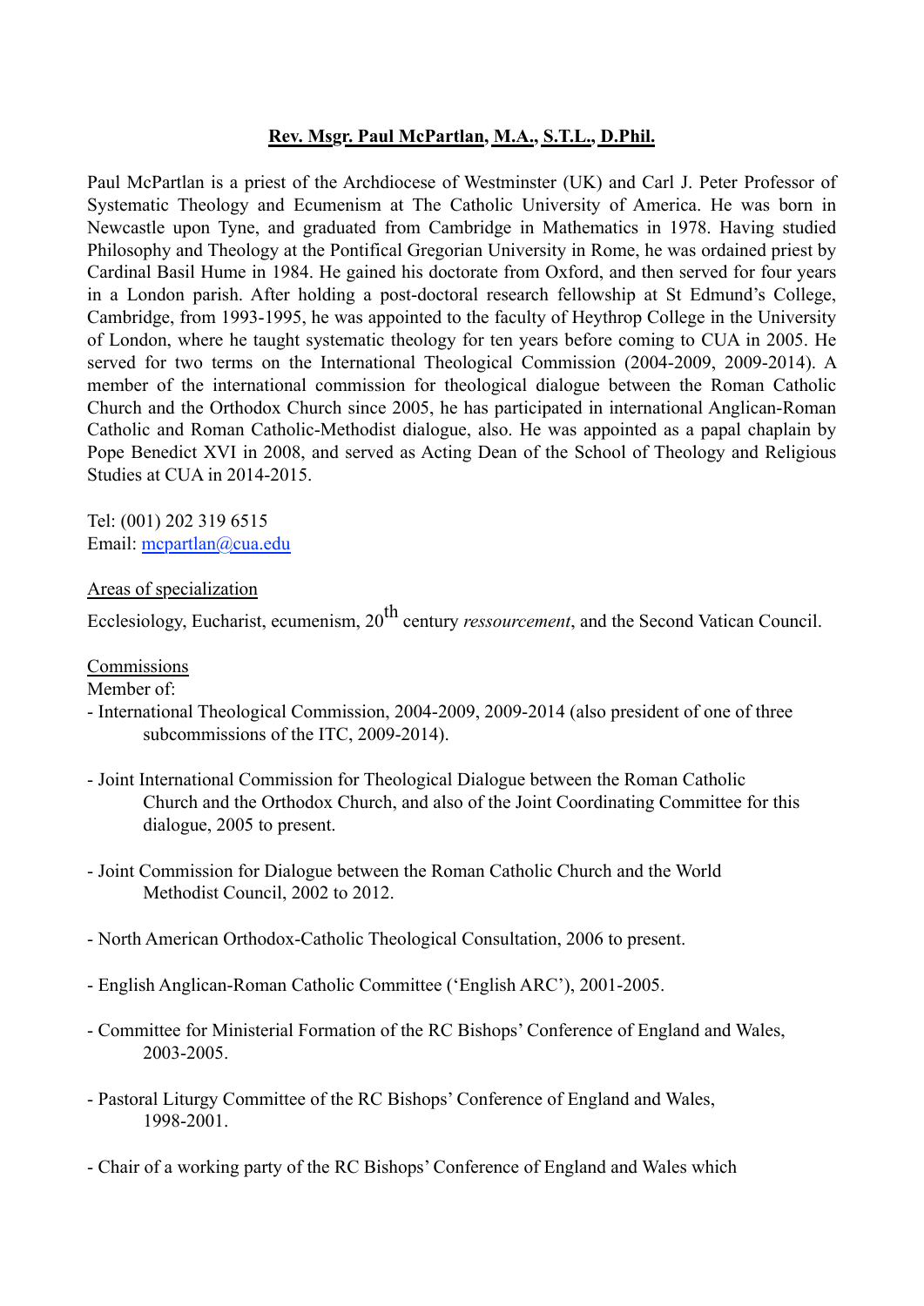# Rev. Msgr. Paul McPartlan, M.A., S.T.L., D.Phil.

Paul McPartlan is a priest of the Archdiocese of Westminster (UK) and Carl J. Peter Professor of Systematic Theology and Ecumenism at The Catholic University of America. He was born in Newcastle upon Tyne, and graduated from Cambridge in Mathematics in 1978. Having studied Philosophy and Theology at the Pontifical Gregorian University in Rome, he was ordained priest by Cardinal Basil Hume in 1984. He gained his doctorate from Oxford, and then served for four years in a London parish. After holding a post-doctoral research fellowship at St Edmund's College, Cambridge, from 1993-1995, he was appointed to the faculty of Heythrop College in the University of London, where he taught systematic theology for ten years before coming to CUA in 2005. He served for two terms on the International Theological Commission (2004-2009, 2009-2014). A member of the international commission for theological dialogue between the Roman Catholic Church and the Orthodox Church since 2005, he has participated in international Anglican-Roman Catholic and Roman Catholic-Methodist dialogue, also. He was appointed as a papal chaplain by Pope Benedict XVI in 2008, and served as Acting Dean of the School of Theology and Religious Studies at CUA in 2014-2015.

Tel: (001) 202 319 6515
Email: mcpartlan@cua.edu

Areas of specialization

Ecclesiology, Eucharist, ecumenism, 20th century *ressourcement*, and the Second Vatican Council.

Commissions

Member of:

- International Theological Commission, 2004-2009, 2009-2014 (also president of one of three subcommissions of the ITC, 2009-2014).
- Joint International Commission for Theological Dialogue between the Roman Catholic Church and the Orthodox Church, and also of the Joint Coordinating Committee for this dialogue, 2005 to present.
- Joint Commission for Dialogue between the Roman Catholic Church and the World Methodist Council, 2002 to 2012.
- North American Orthodox-Catholic Theological Consultation, 2006 to present.
- English Anglican-Roman Catholic Committee ('English ARC'), 2001-2005.
- Committee for Ministerial Formation of the RC Bishops' Conference of England and Wales, 2003-2005.
- Pastoral Liturgy Committee of the RC Bishops' Conference of England and Wales, 1998-2001.
- Chair of a working party of the RC Bishops' Conference of England and Wales which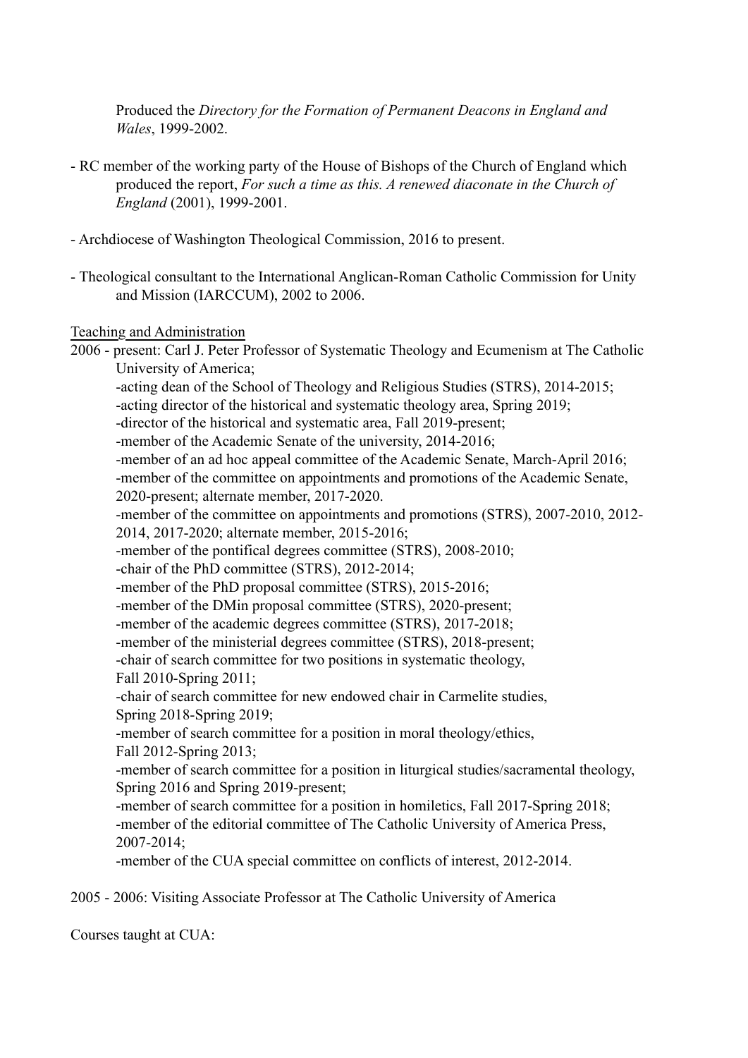Produced the *Directory for the Formation of Permanent Deacons in England and Wales*, 1999-2002.

- RC member of the working party of the House of Bishops of the Church of England which produced the report, *For such a time as this. A renewed diaconate in the Church of England* (2001), 1999-2001.

- Archdiocese of Washington Theological Commission, 2016 to present.

- Theological consultant to the International Anglican-Roman Catholic Commission for Unity and Mission (IARCCUM), 2002 to 2006.

<u>Teaching and Administration</u>

2006 - present: Carl J. Peter Professor of Systematic Theology and Ecumenism at The Catholic University of America;

-acting dean of the School of Theology and Religious Studies (STRS), 2014-2015;
-acting director of the historical and systematic theology area, Spring 2019;
-director of the historical and systematic area, Fall 2019-present;
-member of the Academic Senate of the university, 2014-2016;
-member of an ad hoc appeal committee of the Academic Senate, March-April 2016;
-member of the committee on appointments and promotions of the Academic Senate, 2020-present; alternate member, 2017-2020.
-member of the committee on appointments and promotions (STRS), 2007-2010, 2012-2014, 2017-2020; alternate member, 2015-2016;
-member of the pontifical degrees committee (STRS), 2008-2010;
-chair of the PhD committee (STRS), 2012-2014;
-member of the PhD proposal committee (STRS), 2015-2016;
-member of the DMin proposal committee (STRS), 2020-present;
-member of the academic degrees committee (STRS), 2017-2018;
-member of the ministerial degrees committee (STRS), 2018-present;
-chair of search committee for two positions in systematic theology, Fall 2010-Spring 2011;
-chair of search committee for new endowed chair in Carmelite studies, Spring 2018-Spring 2019;
-member of search committee for a position in moral theology/ethics, Fall 2012-Spring 2013;
-member of search committee for a position in liturgical studies/sacramental theology, Spring 2016 and Spring 2019-present;
-member of search committee for a position in homiletics, Fall 2017-Spring 2018;
-member of the editorial committee of The Catholic University of America Press, 2007-2014;
-member of the CUA special committee on conflicts of interest, 2012-2014.

2005 - 2006: Visiting Associate Professor at The Catholic University of America

Courses taught at CUA: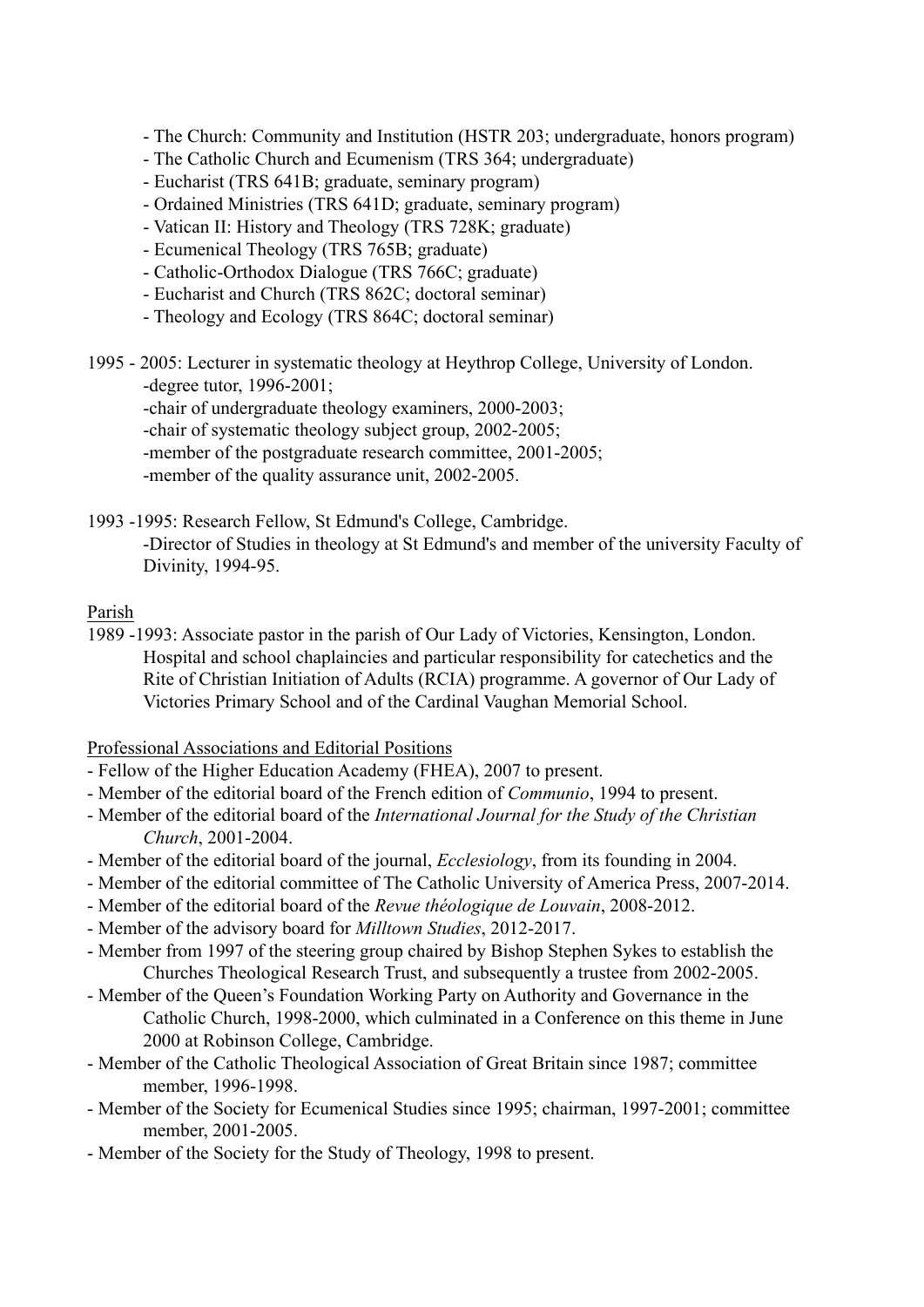- The Church: Community and Institution (HSTR 203; undergraduate, honors program)
- The Catholic Church and Ecumenism (TRS 364; undergraduate)
- Eucharist (TRS 641B; graduate, seminary program)
- Ordained Ministries (TRS 641D; graduate, seminary program)
- Vatican II: History and Theology (TRS 728K; graduate)
- Ecumenical Theology (TRS 765B; graduate)
- Catholic-Orthodox Dialogue (TRS 766C; graduate)
- Eucharist and Church (TRS 862C; doctoral seminar)
- Theology and Ecology (TRS 864C; doctoral seminar)

1995 - 2005: Lecturer in systematic theology at Heythrop College, University of London.
-degree tutor, 1996-2001;
-chair of undergraduate theology examiners, 2000-2003;
-chair of systematic theology subject group, 2002-2005;
-member of the postgraduate research committee, 2001-2005;
-member of the quality assurance unit, 2002-2005.

1993 -1995: Research Fellow, St Edmund's College, Cambridge.
-Director of Studies in theology at St Edmund's and member of the university Faculty of Divinity, 1994-95.

Parish

1989 -1993: Associate pastor in the parish of Our Lady of Victories, Kensington, London. Hospital and school chaplaincies and particular responsibility for catechetics and the Rite of Christian Initiation of Adults (RCIA) programme. A governor of Our Lady of Victories Primary School and of the Cardinal Vaughan Memorial School.

Professional Associations and Editorial Positions

- Fellow of the Higher Education Academy (FHEA), 2007 to present.
- Member of the editorial board of the French edition of *Communio*, 1994 to present.
- Member of the editorial board of the *International Journal for the Study of the Christian Church*, 2001-2004.
- Member of the editorial board of the journal, *Ecclesiology*, from its founding in 2004.
- Member of the editorial committee of The Catholic University of America Press, 2007-2014.
- Member of the editorial board of the *Revue théologique de Louvain*, 2008-2012.
- Member of the advisory board for *Milltown Studies*, 2012-2017.
- Member from 1997 of the steering group chaired by Bishop Stephen Sykes to establish the Churches Theological Research Trust, and subsequently a trustee from 2002-2005.
- Member of the Queen's Foundation Working Party on Authority and Governance in the Catholic Church, 1998-2000, which culminated in a Conference on this theme in June 2000 at Robinson College, Cambridge.
- Member of the Catholic Theological Association of Great Britain since 1987; committee member, 1996-1998.
- Member of the Society for Ecumenical Studies since 1995; chairman, 1997-2001; committee member, 2001-2005.
- Member of the Society for the Study of Theology, 1998 to present.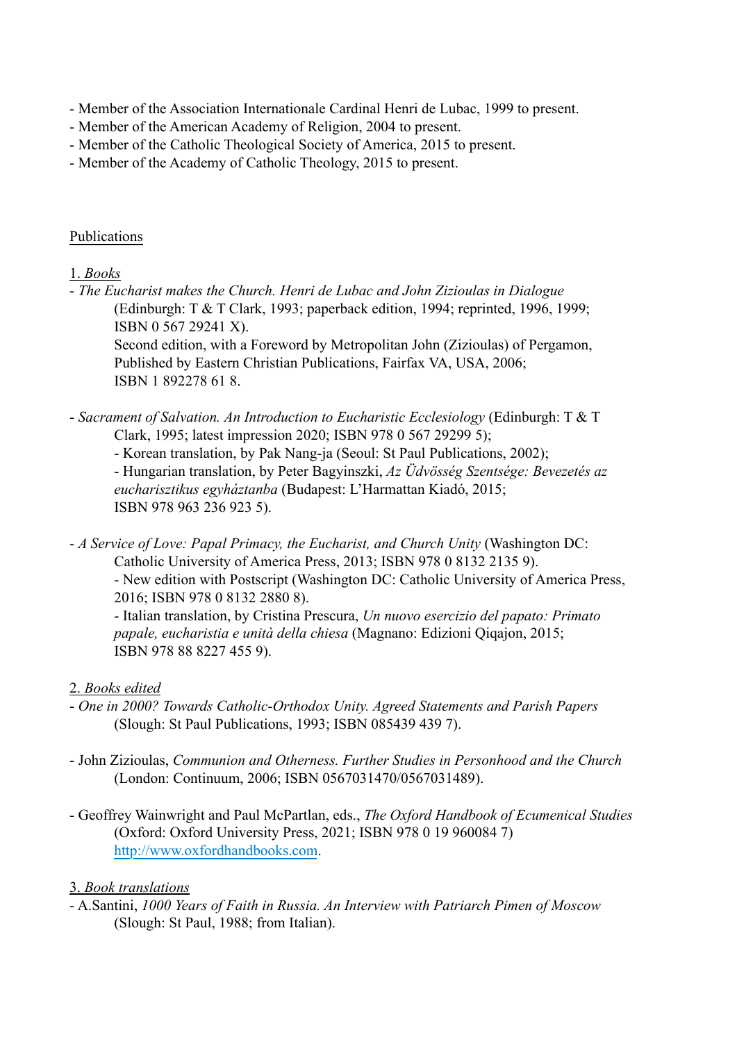- Member of the Association Internationale Cardinal Henri de Lubac, 1999 to present.
- Member of the American Academy of Religion, 2004 to present.
- Member of the Catholic Theological Society of America, 2015 to present.
- Member of the Academy of Catholic Theology, 2015 to present.

## Publications

### 1. *Books*

- *The Eucharist makes the Church. Henri de Lubac and John Zizioulas in Dialogue* (Edinburgh: T & T Clark, 1993; paperback edition, 1994; reprinted, 1996, 1999; ISBN 0 567 29241 X).
  Second edition, with a Foreword by Metropolitan John (Zizioulas) of Pergamon, Published by Eastern Christian Publications, Fairfax VA, USA, 2006; ISBN 1 892278 61 8.

- *Sacrament of Salvation. An Introduction to Eucharistic Ecclesiology* (Edinburgh: T & T Clark, 1995; latest impression 2020; ISBN 978 0 567 29299 5);
  - Korean translation, by Pak Nang-ja (Seoul: St Paul Publications, 2002);
  - Hungarian translation, by Peter Bagyinszki, *Az Üdvösség Szentsége: Bevezetés az eucharisztikus egyháztanba* (Budapest: L'Harmattan Kiadó, 2015; ISBN 978 963 236 923 5).

- *A Service of Love: Papal Primacy, the Eucharist, and Church Unity* (Washington DC: Catholic University of America Press, 2013; ISBN 978 0 8132 2135 9).
  - New edition with Postscript (Washington DC: Catholic University of America Press, 2016; ISBN 978 0 8132 2880 8).
  - Italian translation, by Cristina Prescura, *Un nuovo esercizio del papato: Primato papale, eucharistia e unità della chiesa* (Magnano: Edizioni Qiqajon, 2015; ISBN 978 88 8227 455 9).

### 2. *Books edited*

- *One in 2000? Towards Catholic-Orthodox Unity. Agreed Statements and Parish Papers* (Slough: St Paul Publications, 1993; ISBN 085439 439 7).

- John Zizioulas, *Communion and Otherness. Further Studies in Personhood and the Church* (London: Continuum, 2006; ISBN 0567031470/0567031489).

- Geoffrey Wainwright and Paul McPartlan, eds., *The Oxford Handbook of Ecumenical Studies* (Oxford: Oxford University Press, 2021; ISBN 978 0 19 960084 7) http://www.oxfordhandbooks.com.

### 3. *Book translations*

- A.Santini, *1000 Years of Faith in Russia. An Interview with Patriarch Pimen of Moscow* (Slough: St Paul, 1988; from Italian).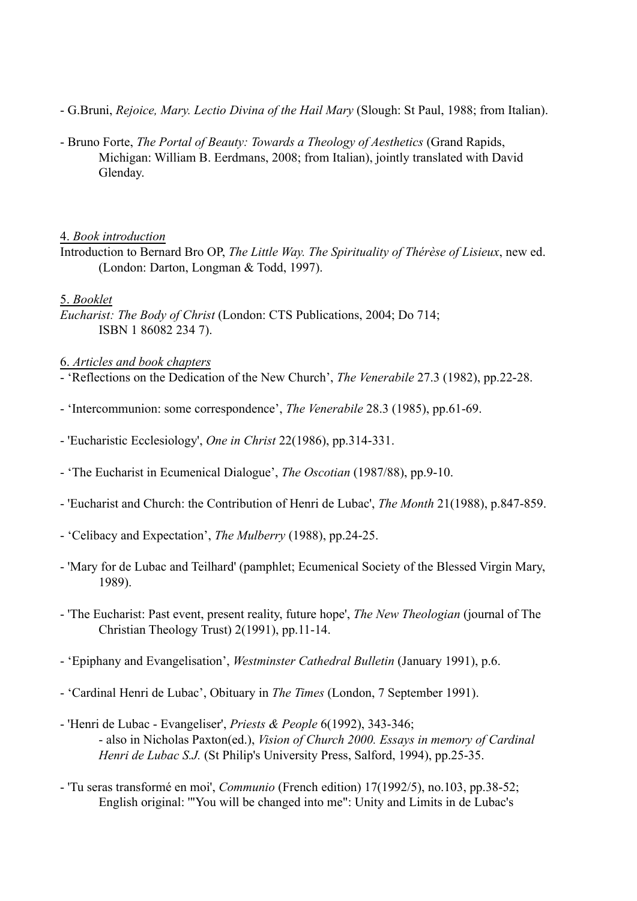- G.Bruni, *Rejoice, Mary. Lectio Divina of the Hail Mary* (Slough: St Paul, 1988; from Italian).

- Bruno Forte, *The Portal of Beauty: Towards a Theology of Aesthetics* (Grand Rapids, Michigan: William B. Eerdmans, 2008; from Italian), jointly translated with David Glenday.

4. <u>*Book introduction*</u>

Introduction to Bernard Bro OP, *The Little Way. The Spirituality of Thérèse of Lisieux*, new ed. (London: Darton, Longman & Todd, 1997).

5. <u>*Booklet*</u>

*Eucharist: The Body of Christ* (London: CTS Publications, 2004; Do 714; ISBN 1 86082 234 7).

6. <u>*Articles and book chapters*</u>

- ‘Reflections on the Dedication of the New Church’, *The Venerabile* 27.3 (1982), pp.22-28.

- ‘Intercommunion: some correspondence’, *The Venerabile* 28.3 (1985), pp.61-69.

- 'Eucharistic Ecclesiology', *One in Christ* 22(1986), pp.314-331.

- ‘The Eucharist in Ecumenical Dialogue’, *The Oscotian* (1987/88), pp.9-10.

- 'Eucharist and Church: the Contribution of Henri de Lubac', *The Month* 21(1988), p.847-859.

- ‘Celibacy and Expectation’, *The Mulberry* (1988), pp.24-25.

- 'Mary for de Lubac and Teilhard' (pamphlet; Ecumenical Society of the Blessed Virgin Mary, 1989).

- 'The Eucharist: Past event, present reality, future hope', *The New Theologian* (journal of The Christian Theology Trust) 2(1991), pp.11-14.

- ‘Epiphany and Evangelisation’, *Westminster Cathedral Bulletin* (January 1991), p.6.

- ‘Cardinal Henri de Lubac’, Obituary in *The Times* (London, 7 September 1991).

- 'Henri de Lubac - Evangeliser', *Priests & People* 6(1992), 343-346;
  - also in Nicholas Paxton(ed.), *Vision of Church 2000. Essays in memory of Cardinal Henri de Lubac S.J.* (St Philip's University Press, Salford, 1994), pp.25-35.

- 'Tu seras transformé en moi', *Communio* (French edition) 17(1992/5), no.103, pp.38-52; English original: "'You will be changed into me'': Unity and Limits in de Lubac's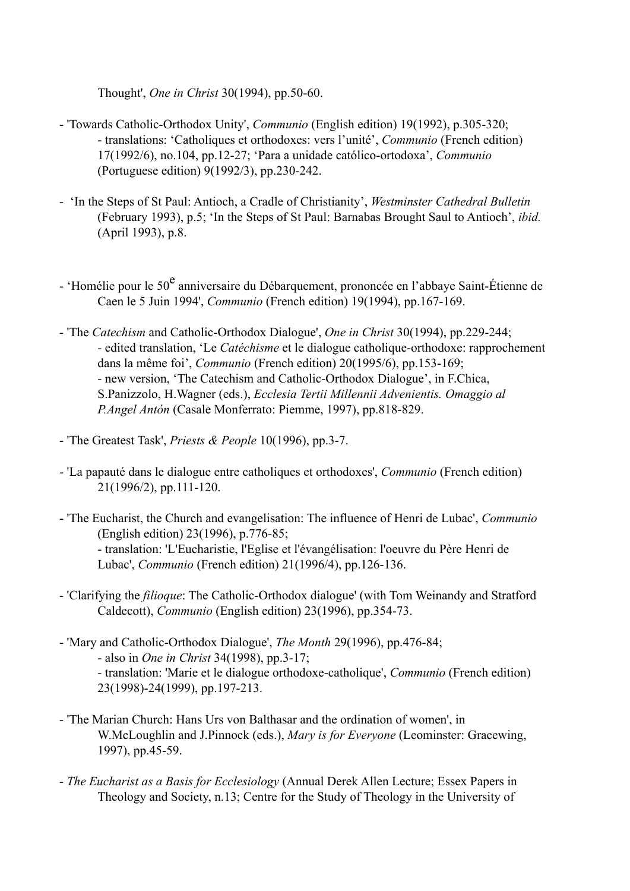Thought', *One in Christ* 30(1994), pp.50-60.

- 'Towards Catholic-Orthodox Unity', *Communio* (English edition) 19(1992), p.305-320;
  - translations: 'Catholiques et orthodoxes: vers l'unité', *Communio* (French edition) 17(1992/6), no.104, pp.12-27; 'Para a unidade católico-ortodoxa', *Communio* (Portuguese edition) 9(1992/3), pp.230-242.

- 'In the Steps of St Paul: Antioch, a Cradle of Christianity', *Westminster Cathedral Bulletin* (February 1993), p.5; 'In the Steps of St Paul: Barnabas Brought Saul to Antioch', *ibid.* (April 1993), p.8.

- 'Homélie pour le 50e anniversaire du Débarquement, prononcée en l'abbaye Saint-Étienne de Caen le 5 Juin 1994', *Communio* (French edition) 19(1994), pp.167-169.

- 'The *Catechism* and Catholic-Orthodox Dialogue', *One in Christ* 30(1994), pp.229-244;
  - edited translation, 'Le *Catéchisme* et le dialogue catholique-orthodoxe: rapprochement dans la même foi', *Communio* (French edition) 20(1995/6), pp.153-169;
  - new version, 'The Catechism and Catholic-Orthodox Dialogue', in F.Chica, S.Panizzolo, H.Wagner (eds.), *Ecclesia Tertii Millennii Advenientis. Omaggio al P.Angel Antón* (Casale Monferrato: Piemme, 1997), pp.818-829.

- 'The Greatest Task', *Priests & People* 10(1996), pp.3-7.

- 'La papauté dans le dialogue entre catholiques et orthodoxes', *Communio* (French edition) 21(1996/2), pp.111-120.

- 'The Eucharist, the Church and evangelisation: The influence of Henri de Lubac', *Communio* (English edition) 23(1996), p.776-85;
  - translation: 'L'Eucharistie, l'Eglise et l'évangélisation: l'oeuvre du Père Henri de Lubac', *Communio* (French edition) 21(1996/4), pp.126-136.

- 'Clarifying the *filioque*: The Catholic-Orthodox dialogue' (with Tom Weinandy and Stratford Caldecott), *Communio* (English edition) 23(1996), pp.354-73.

- 'Mary and Catholic-Orthodox Dialogue', *The Month* 29(1996), pp.476-84;
  - also in *One in Christ* 34(1998), pp.3-17;
  - translation: 'Marie et le dialogue orthodoxe-catholique', *Communio* (French edition) 23(1998)-24(1999), pp.197-213.

- 'The Marian Church: Hans Urs von Balthasar and the ordination of women', in W.McLoughlin and J.Pinnock (eds.), *Mary is for Everyone* (Leominster: Gracewing, 1997), pp.45-59.

- *The Eucharist as a Basis for Ecclesiology* (Annual Derek Allen Lecture; Essex Papers in Theology and Society, n.13; Centre for the Study of Theology in the University of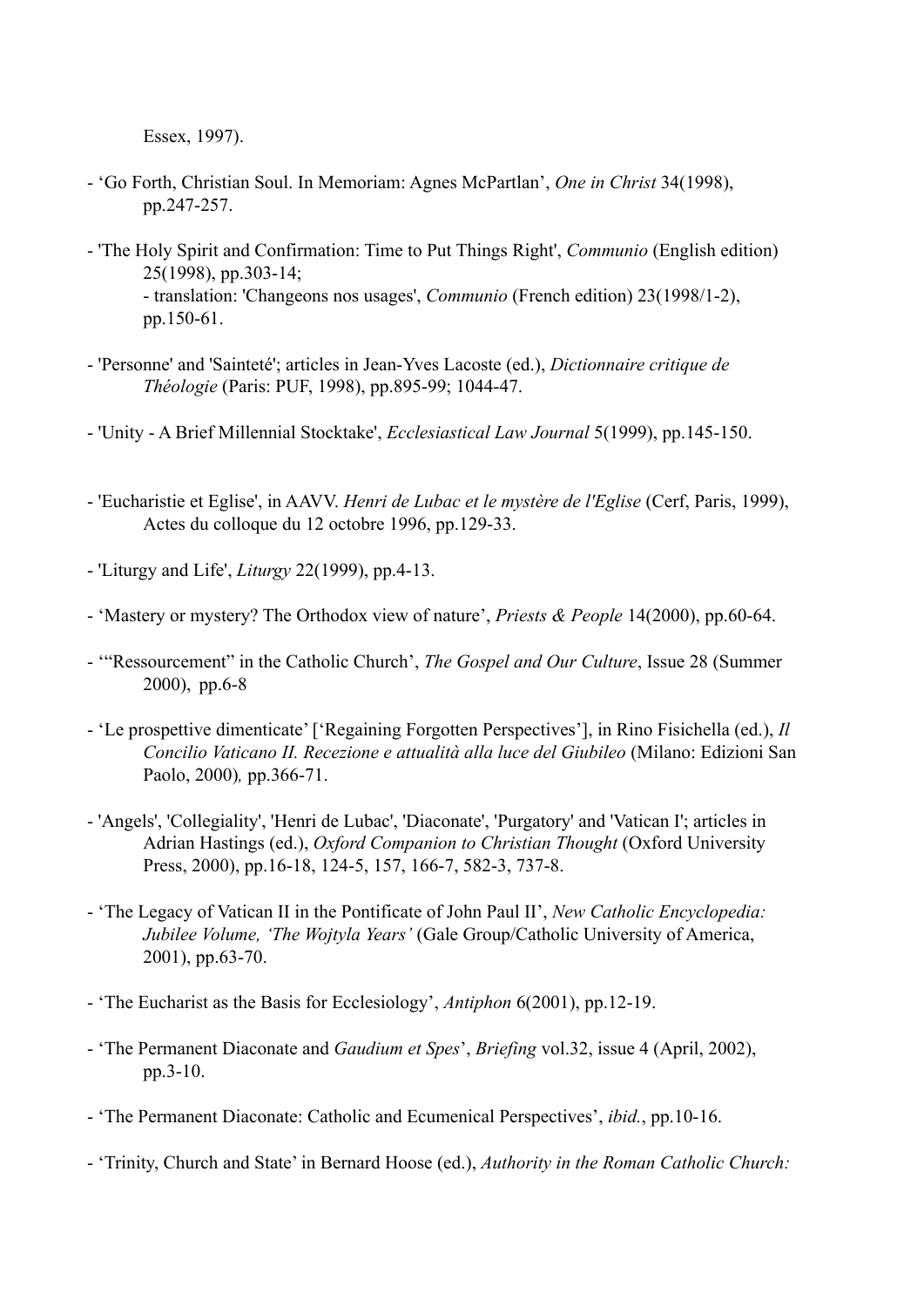Essex, 1997).

- ‘Go Forth, Christian Soul. In Memoriam: Agnes McPartlan’, *One in Christ* 34(1998), pp.247-257.

- 'The Holy Spirit and Confirmation: Time to Put Things Right', *Communio* (English edition) 25(1998), pp.303-14;
  - translation: 'Changeons nos usages', *Communio* (French edition) 23(1998/1-2), pp.150-61.

- 'Personne' and 'Sainteté'; articles in Jean-Yves Lacoste (ed.), *Dictionnaire critique de Théologie* (Paris: PUF, 1998), pp.895-99; 1044-47.

- 'Unity - A Brief Millennial Stocktake', *Ecclesiastical Law Journal* 5(1999), pp.145-150.

- 'Eucharistie et Eglise', in AAVV. *Henri de Lubac et le mystère de l'Eglise* (Cerf, Paris, 1999), Actes du colloque du 12 octobre 1996, pp.129-33.

- 'Liturgy and Life', *Liturgy* 22(1999), pp.4-13.

- ‘Mastery or mystery? The Orthodox view of nature’, *Priests & People* 14(2000), pp.60-64.

- ‘“Ressourcement” in the Catholic Church’, *The Gospel and Our Culture*, Issue 28 (Summer 2000), pp.6-8

- ‘Le prospettive dimenticate’ [‘Regaining Forgotten Perspectives’], in Rino Fisichella (ed.), *Il Concilio Vaticano II. Recezione e attualità alla luce del Giubileo* (Milano: Edizioni San Paolo, 2000), pp.366-71.

- 'Angels', 'Collegiality', 'Henri de Lubac', 'Diaconate', 'Purgatory' and 'Vatican I'; articles in Adrian Hastings (ed.), *Oxford Companion to Christian Thought* (Oxford University Press, 2000), pp.16-18, 124-5, 157, 166-7, 582-3, 737-8.

- ‘The Legacy of Vatican II in the Pontificate of John Paul II’, *New Catholic Encyclopedia: Jubilee Volume, ‘The Wojtyla Years’* (Gale Group/Catholic University of America, 2001), pp.63-70.

- ‘The Eucharist as the Basis for Ecclesiology’, *Antiphon* 6(2001), pp.12-19.

- ‘The Permanent Diaconate and *Gaudium et Spes*’, *Briefing* vol.32, issue 4 (April, 2002), pp.3-10.

- ‘The Permanent Diaconate: Catholic and Ecumenical Perspectives’, *ibid.*, pp.10-16.

- ‘Trinity, Church and State’ in Bernard Hoose (ed.), *Authority in the Roman Catholic Church:*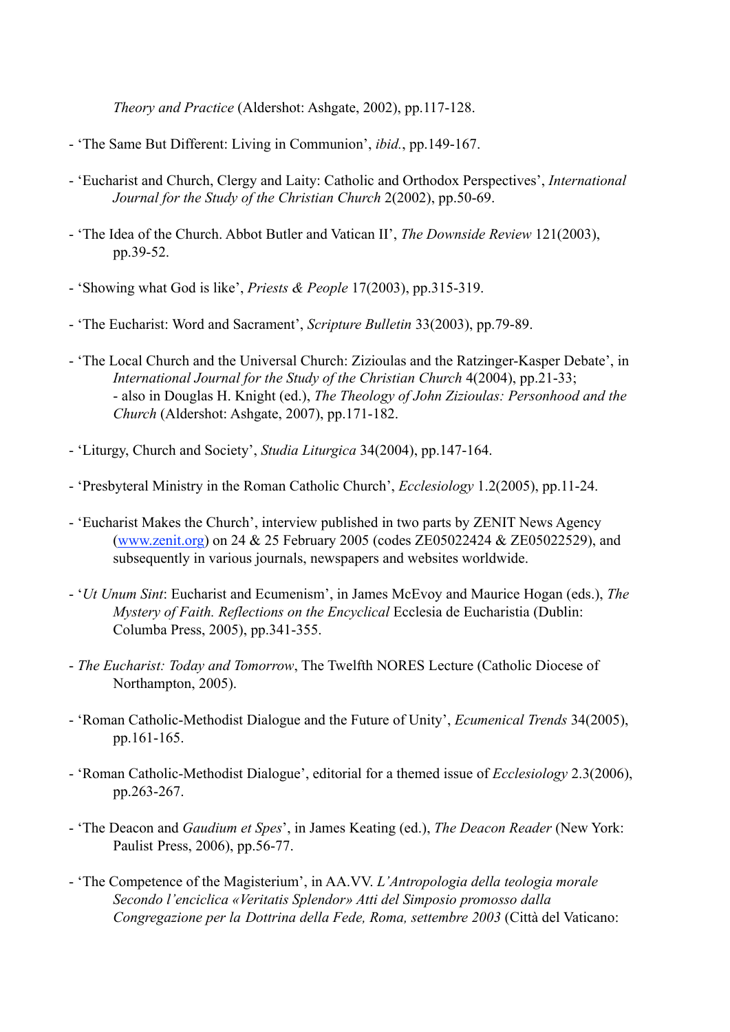*Theory and Practice* (Aldershot: Ashgate, 2002), pp.117-128.

- ‘The Same But Different: Living in Communion’, *ibid.*, pp.149-167.

- ‘Eucharist and Church, Clergy and Laity: Catholic and Orthodox Perspectives’, *International Journal for the Study of the Christian Church* 2(2002), pp.50-69.

- ‘The Idea of the Church. Abbot Butler and Vatican II’, *The Downside Review* 121(2003), pp.39-52.

- ‘Showing what God is like’, *Priests & People* 17(2003), pp.315-319.

- ‘The Eucharist: Word and Sacrament’, *Scripture Bulletin* 33(2003), pp.79-89.

- ‘The Local Church and the Universal Church: Zizioulas and the Ratzinger-Kasper Debate’, in *International Journal for the Study of the Christian Church* 4(2004), pp.21-33;
  - also in Douglas H. Knight (ed.), *The Theology of John Zizioulas: Personhood and the Church* (Aldershot: Ashgate, 2007), pp.171-182.

- ‘Liturgy, Church and Society’, *Studia Liturgica* 34(2004), pp.147-164.

- ‘Presbyteral Ministry in the Roman Catholic Church’, *Ecclesiology* 1.2(2005), pp.11-24.

- ‘Eucharist Makes the Church’, interview published in two parts by ZENIT News Agency (www.zenit.org) on 24 & 25 February 2005 (codes ZE05022424 & ZE05022529), and subsequently in various journals, newspapers and websites worldwide.

- ‘*Ut Unum Sint*: Eucharist and Ecumenism’, in James McEvoy and Maurice Hogan (eds.), *The Mystery of Faith. Reflections on the Encyclical* Ecclesia de Eucharistia (Dublin: Columba Press, 2005), pp.341-355.

- *The Eucharist: Today and Tomorrow*, The Twelfth NORES Lecture (Catholic Diocese of Northampton, 2005).

- ‘Roman Catholic-Methodist Dialogue and the Future of Unity’, *Ecumenical Trends* 34(2005), pp.161-165.

- ‘Roman Catholic-Methodist Dialogue’, editorial for a themed issue of *Ecclesiology* 2.3(2006), pp.263-267.

- ‘The Deacon and *Gaudium et Spes*’, in James Keating (ed.), *The Deacon Reader* (New York: Paulist Press, 2006), pp.56-77.

- ‘The Competence of the Magisterium’, in AA.VV. *L’Antropologia della teologia morale Secondo l’enciclica «Veritatis Splendor» Atti del Simposio promosso dalla Congregazione per la Dottrina della Fede, Roma, settembre 2003* (Città del Vaticano: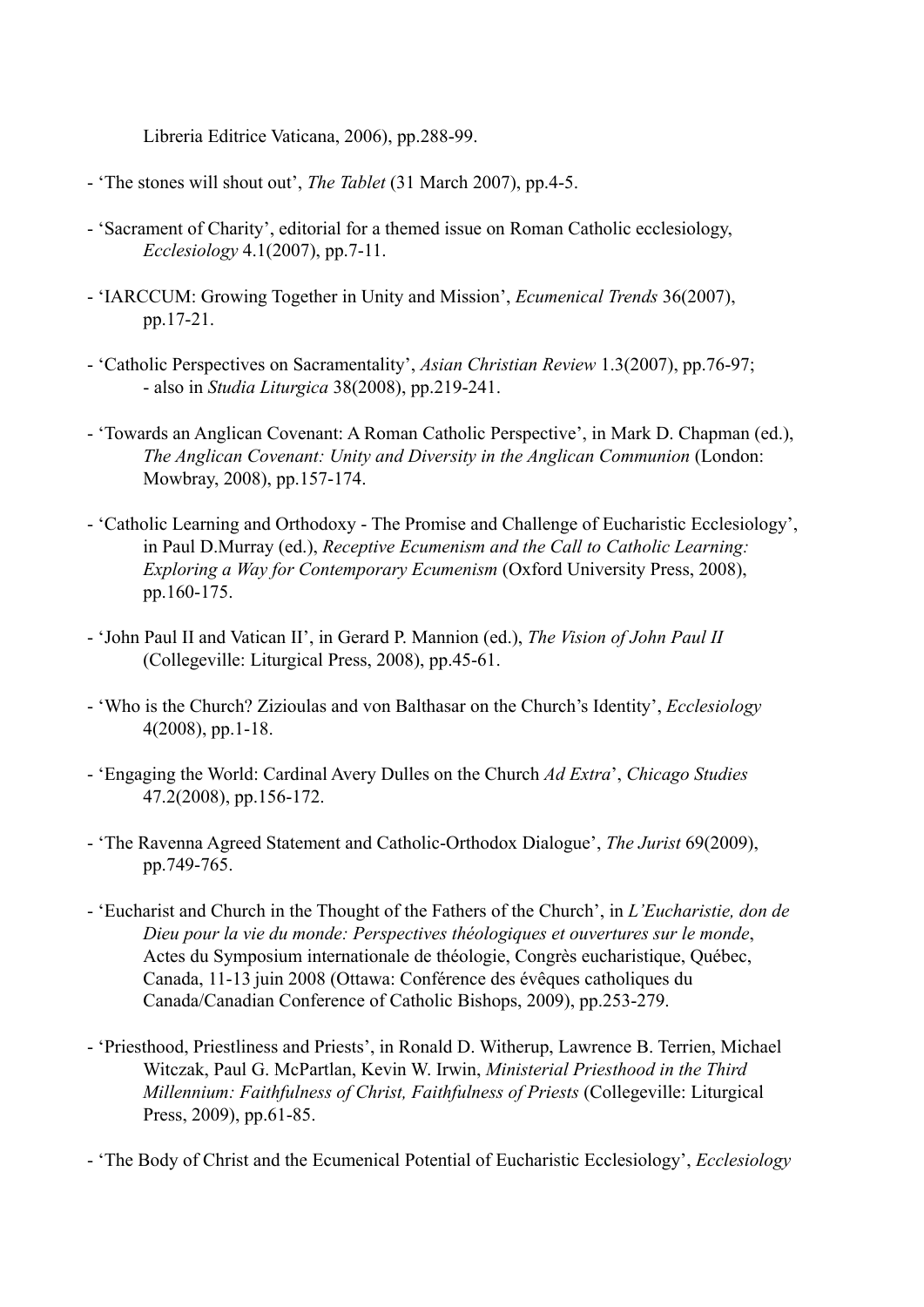Libreria Editrice Vaticana, 2006), pp.288-99.

- ‘The stones will shout out’, *The Tablet* (31 March 2007), pp.4-5.

- ‘Sacrament of Charity’, editorial for a themed issue on Roman Catholic ecclesiology, *Ecclesiology* 4.1(2007), pp.7-11.

- ‘IARCCUM: Growing Together in Unity and Mission’, *Ecumenical Trends* 36(2007), pp.17-21.

- ‘Catholic Perspectives on Sacramentality’, *Asian Christian Review* 1.3(2007), pp.76-97;
  - also in *Studia Liturgica* 38(2008), pp.219-241.

- ‘Towards an Anglican Covenant: A Roman Catholic Perspective’, in Mark D. Chapman (ed.), *The Anglican Covenant: Unity and Diversity in the Anglican Communion* (London: Mowbray, 2008), pp.157-174.

- ‘Catholic Learning and Orthodoxy - The Promise and Challenge of Eucharistic Ecclesiology’, in Paul D.Murray (ed.), *Receptive Ecumenism and the Call to Catholic Learning: Exploring a Way for Contemporary Ecumenism* (Oxford University Press, 2008), pp.160-175.

- ‘John Paul II and Vatican II’, in Gerard P. Mannion (ed.), *The Vision of John Paul II* (Collegeville: Liturgical Press, 2008), pp.45-61.

- ‘Who is the Church? Zizioulas and von Balthasar on the Church’s Identity’, *Ecclesiology* 4(2008), pp.1-18.

- ‘Engaging the World: Cardinal Avery Dulles on the Church *Ad Extra*’, *Chicago Studies* 47.2(2008), pp.156-172.

- ‘The Ravenna Agreed Statement and Catholic-Orthodox Dialogue’, *The Jurist* 69(2009), pp.749-765.

- ‘Eucharist and Church in the Thought of the Fathers of the Church’, in *L’Eucharistie, don de Dieu pour la vie du monde: Perspectives théologiques et ouvertures sur le monde*, Actes du Symposium internationale de théologie, Congrès eucharistique, Québec, Canada, 11-13 juin 2008 (Ottawa: Conférence des évêques catholiques du Canada/Canadian Conference of Catholic Bishops, 2009), pp.253-279.

- ‘Priesthood, Priestliness and Priests’, in Ronald D. Witherup, Lawrence B. Terrien, Michael Witczak, Paul G. McPartlan, Kevin W. Irwin, *Ministerial Priesthood in the Third Millennium: Faithfulness of Christ, Faithfulness of Priests* (Collegeville: Liturgical Press, 2009), pp.61-85.

- ‘The Body of Christ and the Ecumenical Potential of Eucharistic Ecclesiology’, *Ecclesiology*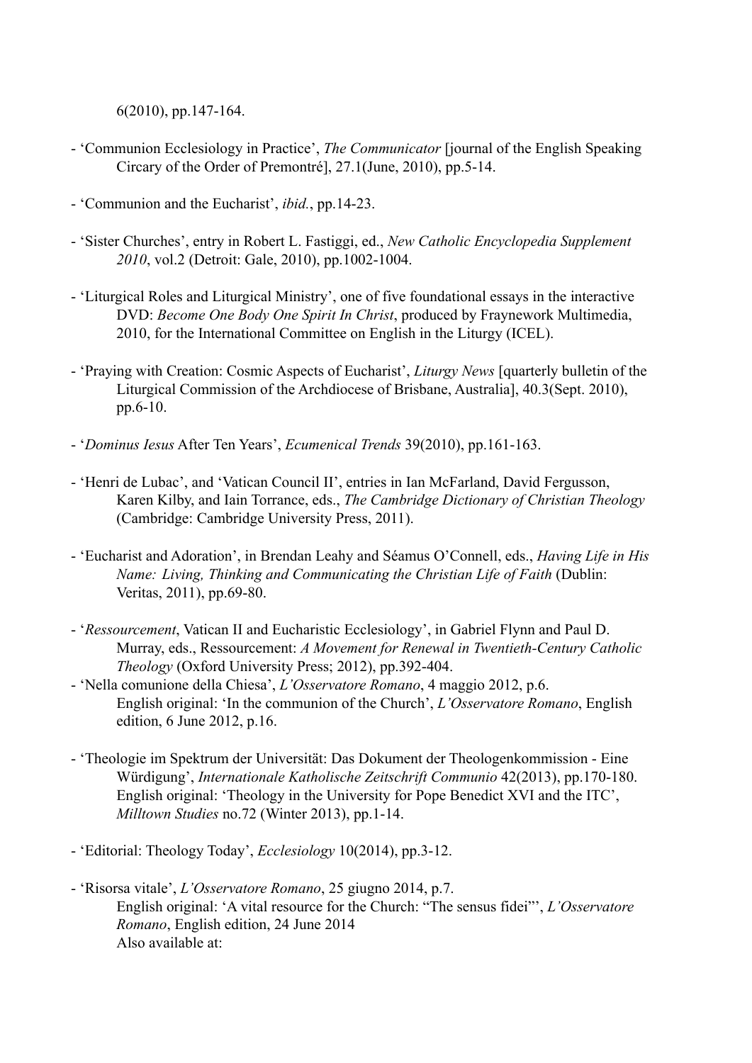6(2010), pp.147-164.

- 'Communion Ecclesiology in Practice', *The Communicator* [journal of the English Speaking Circary of the Order of Premontré], 27.1(June, 2010), pp.5-14.

- 'Communion and the Eucharist', *ibid.*, pp.14-23.

- 'Sister Churches', entry in Robert L. Fastiggi, ed., *New Catholic Encyclopedia Supplement 2010*, vol.2 (Detroit: Gale, 2010), pp.1002-1004.

- 'Liturgical Roles and Liturgical Ministry', one of five foundational essays in the interactive DVD: *Become One Body One Spirit In Christ*, produced by Fraynework Multimedia, 2010, for the International Committee on English in the Liturgy (ICEL).

- 'Praying with Creation: Cosmic Aspects of Eucharist', *Liturgy News* [quarterly bulletin of the Liturgical Commission of the Archdiocese of Brisbane, Australia], 40.3(Sept. 2010), pp.6-10.

- '*Dominus Iesus* After Ten Years', *Ecumenical Trends* 39(2010), pp.161-163.

- 'Henri de Lubac', and 'Vatican Council II', entries in Ian McFarland, David Fergusson, Karen Kilby, and Iain Torrance, eds., *The Cambridge Dictionary of Christian Theology* (Cambridge: Cambridge University Press, 2011).

- 'Eucharist and Adoration', in Brendan Leahy and Séamus O'Connell, eds., *Having Life in His Name: Living, Thinking and Communicating the Christian Life of Faith* (Dublin: Veritas, 2011), pp.69-80.

- '*Ressourcement*, Vatican II and Eucharistic Ecclesiology', in Gabriel Flynn and Paul D. Murray, eds., Ressourcement: *A Movement for Renewal in Twentieth-Century Catholic Theology* (Oxford University Press; 2012), pp.392-404.

- 'Nella comunione della Chiesa', *L'Osservatore Romano*, 4 maggio 2012, p.6.
  English original: 'In the communion of the Church', *L'Osservatore Romano*, English edition, 6 June 2012, p.16.

- 'Theologie im Spektrum der Universität: Das Dokument der Theologenkommission - Eine Würdigung', *Internationale Katholische Zeitschrift Communio* 42(2013), pp.170-180.
  English original: 'Theology in the University for Pope Benedict XVI and the ITC', *Milltown Studies* no.72 (Winter 2013), pp.1-14.

- 'Editorial: Theology Today', *Ecclesiology* 10(2014), pp.3-12.

- 'Risorsa vitale', *L'Osservatore Romano*, 25 giugno 2014, p.7.
  English original: 'A vital resource for the Church: "The sensus fidei"', *L'Osservatore Romano*, English edition, 24 June 2014
  Also available at: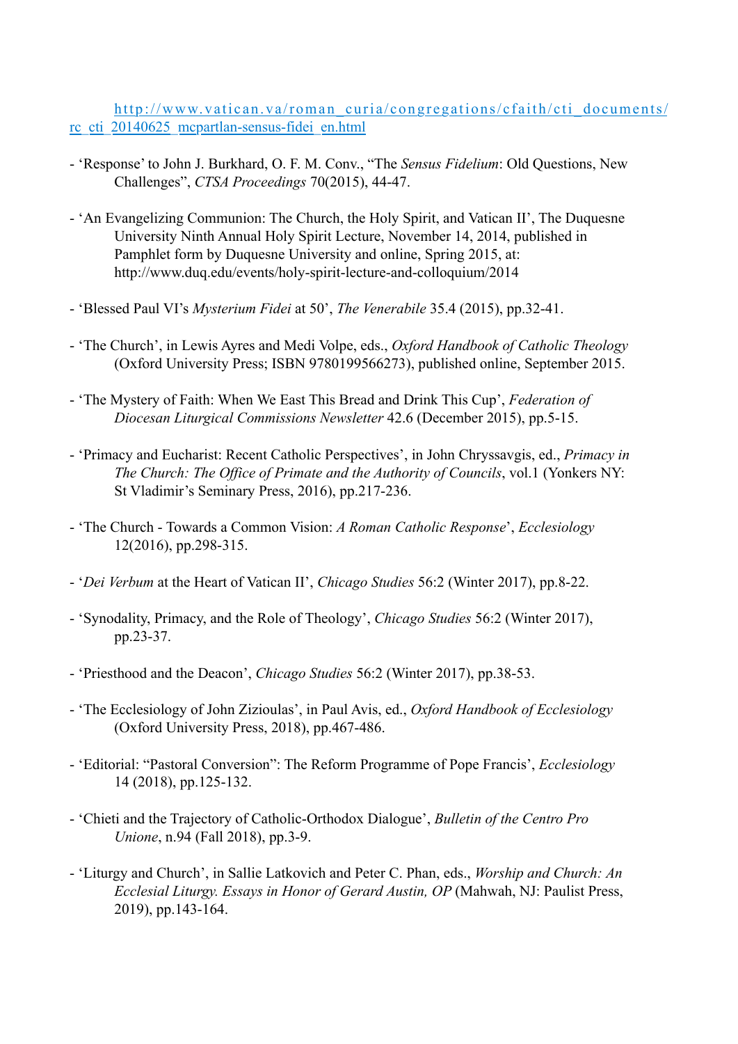http://www.vatican.va/roman_curia/congregations/cfaith/cti_documents/rc_cti_20140625_mcpartlan-sensus-fidei_en.html

- 'Response' to John J. Burkhard, O. F. M. Conv., "The *Sensus Fidelium*: Old Questions, New Challenges", *CTSA Proceedings* 70(2015), 44-47.

- 'An Evangelizing Communion: The Church, the Holy Spirit, and Vatican II', The Duquesne University Ninth Annual Holy Spirit Lecture, November 14, 2014, published in Pamphlet form by Duquesne University and online, Spring 2015, at: http://www.duq.edu/events/holy-spirit-lecture-and-colloquium/2014

- 'Blessed Paul VI's *Mysterium Fidei* at 50', *The Venerabile* 35.4 (2015), pp.32-41.

- 'The Church', in Lewis Ayres and Medi Volpe, eds., *Oxford Handbook of Catholic Theology* (Oxford University Press; ISBN 9780199566273), published online, September 2015.

- 'The Mystery of Faith: When We East This Bread and Drink This Cup', *Federation of Diocesan Liturgical Commissions Newsletter* 42.6 (December 2015), pp.5-15.

- 'Primacy and Eucharist: Recent Catholic Perspectives', in John Chryssavgis, ed., *Primacy in The Church: The Office of Primate and the Authority of Councils*, vol.1 (Yonkers NY: St Vladimir's Seminary Press, 2016), pp.217-236.

- 'The Church - Towards a Common Vision: *A Roman Catholic Response*', *Ecclesiology* 12(2016), pp.298-315.

- '*Dei Verbum* at the Heart of Vatican II', *Chicago Studies* 56:2 (Winter 2017), pp.8-22.

- 'Synodality, Primacy, and the Role of Theology', *Chicago Studies* 56:2 (Winter 2017), pp.23-37.

- 'Priesthood and the Deacon', *Chicago Studies* 56:2 (Winter 2017), pp.38-53.

- 'The Ecclesiology of John Zizioulas', in Paul Avis, ed., *Oxford Handbook of Ecclesiology* (Oxford University Press, 2018), pp.467-486.

- 'Editorial: "Pastoral Conversion": The Reform Programme of Pope Francis', *Ecclesiology* 14 (2018), pp.125-132.

- 'Chieti and the Trajectory of Catholic-Orthodox Dialogue', *Bulletin of the Centro Pro Unione*, n.94 (Fall 2018), pp.3-9.

- 'Liturgy and Church', in Sallie Latkovich and Peter C. Phan, eds., *Worship and Church: An Ecclesial Liturgy. Essays in Honor of Gerard Austin, OP* (Mahwah, NJ: Paulist Press, 2019), pp.143-164.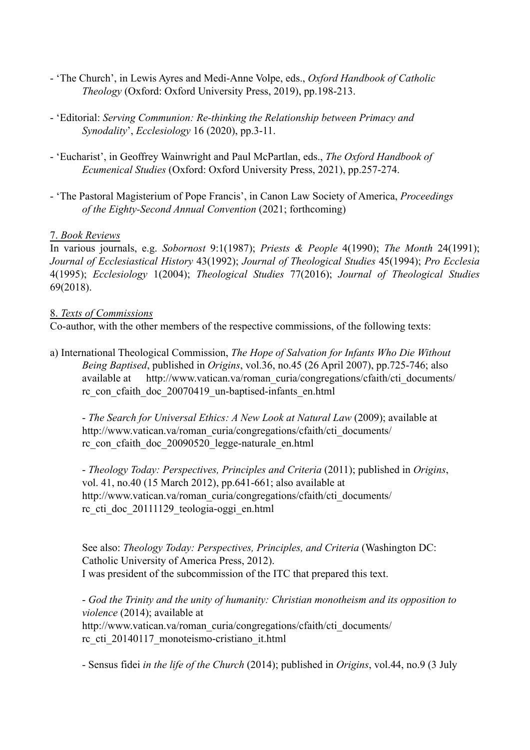- 'The Church', in Lewis Ayres and Medi-Anne Volpe, eds., *Oxford Handbook of Catholic Theology* (Oxford: Oxford University Press, 2019), pp.198-213.

- 'Editorial: *Serving Communion: Re-thinking the Relationship between Primacy and Synodality*', *Ecclesiology* 16 (2020), pp.3-11.

- 'Eucharist', in Geoffrey Wainwright and Paul McPartlan, eds., *The Oxford Handbook of Ecumenical Studies* (Oxford: Oxford University Press, 2021), pp.257-274.

- 'The Pastoral Magisterium of Pope Francis', in Canon Law Society of America, *Proceedings of the Eighty-Second Annual Convention* (2021; forthcoming)

7. *Book Reviews*

In various journals, e.g. *Sobornost* 9:1(1987); *Priests & People* 4(1990); *The Month* 24(1991); *Journal of Ecclesiastical History* 43(1992); *Journal of Theological Studies* 45(1994); *Pro Ecclesia* 4(1995); *Ecclesiology* 1(2004); *Theological Studies* 77(2016); *Journal of Theological Studies* 69(2018).

8. *Texts of Commissions*

Co-author, with the other members of the respective commissions, of the following texts:

a) International Theological Commission, *The Hope of Salvation for Infants Who Die Without Being Baptised*, published in *Origins*, vol.36, no.45 (26 April 2007), pp.725-746; also available at http://www.vatican.va/roman_curia/congregations/cfaith/cti_documents/rc_con_cfaith_doc_20070419_un-baptised-infants_en.html

- *The Search for Universal Ethics: A New Look at Natural Law* (2009); available at http://www.vatican.va/roman_curia/congregations/cfaith/cti_documents/rc_con_cfaith_doc_20090520_legge-naturale_en.html

- *Theology Today: Perspectives, Principles and Criteria* (2011); published in *Origins*, vol. 41, no.40 (15 March 2012), pp.641-661; also available at http://www.vatican.va/roman_curia/congregations/cfaith/cti_documents/rc_cti_doc_20111129_teologia-oggi_en.html

See also: *Theology Today: Perspectives, Principles, and Criteria* (Washington DC: Catholic University of America Press, 2012).
I was president of the subcommission of the ITC that prepared this text.

- *God the Trinity and the unity of humanity: Christian monotheism and its opposition to violence* (2014); available at http://www.vatican.va/roman_curia/congregations/cfaith/cti_documents/rc_cti_20140117_monoteismo-cristiano_it.html

- Sensus fidei *in the life of the Church* (2014); published in *Origins*, vol.44, no.9 (3 July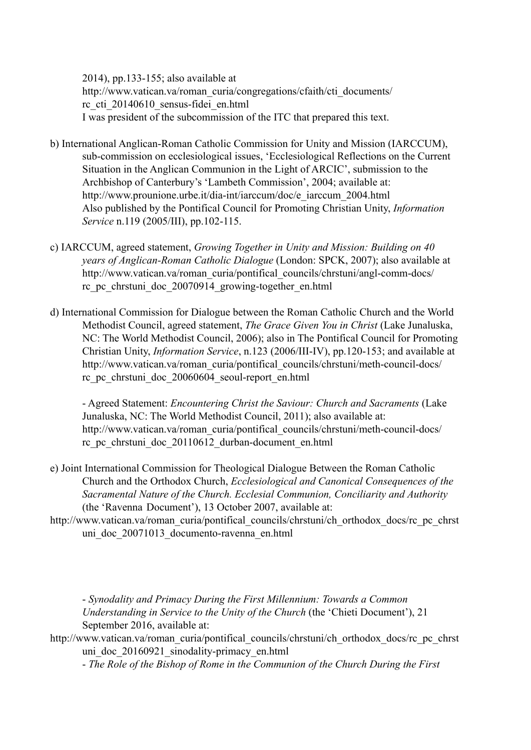2014), pp.133-155; also available at
http://www.vatican.va/roman_curia/congregations/cfaith/cti_documents/rc_cti_20140610_sensus-fidei_en.html
I was president of the subcommission of the ITC that prepared this text.

b) International Anglican-Roman Catholic Commission for Unity and Mission (IARCCUM), sub-commission on ecclesiological issues, 'Ecclesiological Reflections on the Current Situation in the Anglican Communion in the Light of ARCIC', submission to the Archbishop of Canterbury's 'Lambeth Commission', 2004; available at: http://www.prounione.urbe.it/dia-int/iarccum/doc/e_iarccum_2004.html
Also published by the Pontifical Council for Promoting Christian Unity, *Information Service* n.119 (2005/III), pp.102-115.

c) IARCCUM, agreed statement, *Growing Together in Unity and Mission: Building on 40 years of Anglican-Roman Catholic Dialogue* (London: SPCK, 2007); also available at http://www.vatican.va/roman_curia/pontifical_councils/chrstuni/angl-comm-docs/rc_pc_chrstuni_doc_20070914_growing-together_en.html

d) International Commission for Dialogue between the Roman Catholic Church and the World Methodist Council, agreed statement, *The Grace Given You in Christ* (Lake Junaluska, NC: The World Methodist Council, 2006); also in The Pontifical Council for Promoting Christian Unity, *Information Service*, n.123 (2006/III-IV), pp.120-153; and available at http://www.vatican.va/roman_curia/pontifical_councils/chrstuni/meth-council-docs/rc_pc_chrstuni_doc_20060604_seoul-report_en.html

- Agreed Statement: *Encountering Christ the Saviour: Church and Sacraments* (Lake Junaluska, NC: The World Methodist Council, 2011); also available at: http://www.vatican.va/roman_curia/pontifical_councils/chrstuni/meth-council-docs/rc_pc_chrstuni_doc_20110612_durban-document_en.html

e) Joint International Commission for Theological Dialogue Between the Roman Catholic Church and the Orthodox Church, *Ecclesiological and Canonical Consequences of the Sacramental Nature of the Church. Ecclesial Communion, Conciliarity and Authority* (the 'Ravenna Document'), 13 October 2007, available at:
http://www.vatican.va/roman_curia/pontifical_councils/chrstuni/ch_orthodox_docs/rc_pc_chrstuni_doc_20071013_documento-ravenna_en.html

- *Synodality and Primacy During the First Millennium: Towards a Common Understanding in Service to the Unity of the Church* (the 'Chieti Document'), 21 September 2016, available at:
http://www.vatican.va/roman_curia/pontifical_councils/chrstuni/ch_orthodox_docs/rc_pc_chrstuni_doc_20160921_sinodality-primacy_en.html

- *The Role of the Bishop of Rome in the Communion of the Church During the First*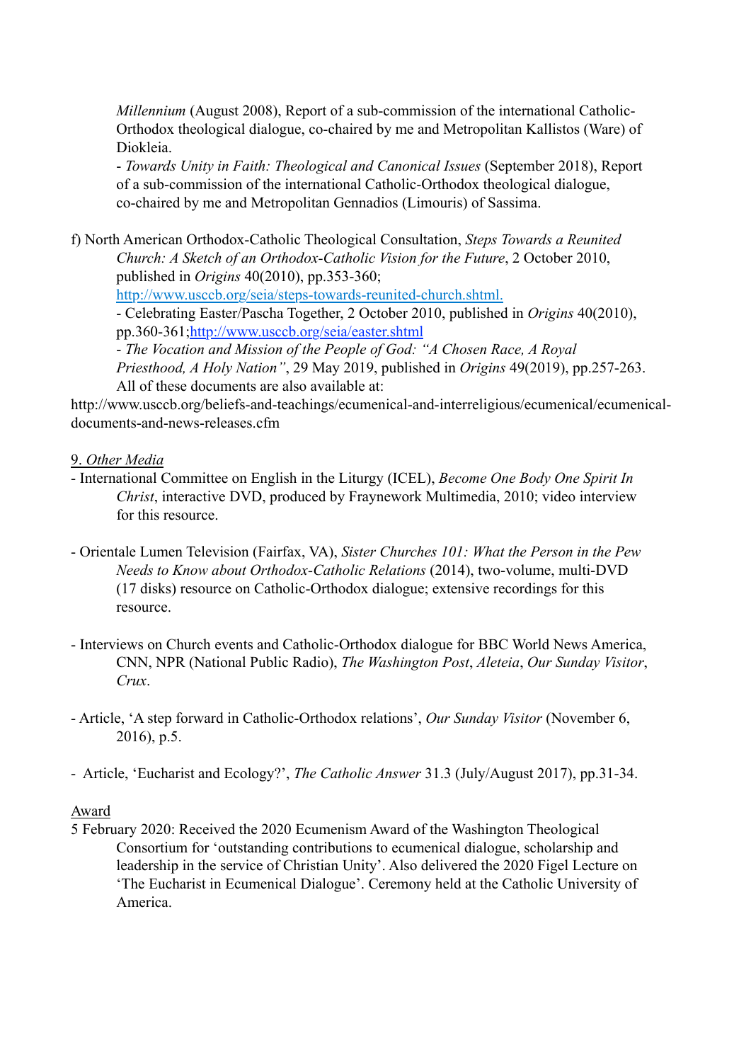*Millennium* (August 2008), Report of a sub-commission of the international Catholic-Orthodox theological dialogue, co-chaired by me and Metropolitan Kallistos (Ware) of Diokleia.

- *Towards Unity in Faith: Theological and Canonical Issues* (September 2018), Report of a sub-commission of the international Catholic-Orthodox theological dialogue, co-chaired by me and Metropolitan Gennadios (Limouris) of Sassima.

f) North American Orthodox-Catholic Theological Consultation, *Steps Towards a Reunited Church: A Sketch of an Orthodox-Catholic Vision for the Future*, 2 October 2010, published in *Origins* 40(2010), pp.353-360; http://www.usccb.org/seia/steps-towards-reunited-church.shtml.

- Celebrating Easter/Pascha Together, 2 October 2010, published in *Origins* 40(2010), pp.360-361;http://www.usccb.org/seia/easter.shtml

- *The Vocation and Mission of the People of God: "A Chosen Race, A Royal Priesthood, A Holy Nation"*, 29 May 2019, published in *Origins* 49(2019), pp.257-263. All of these documents are also available at:

http://www.usccb.org/beliefs-and-teachings/ecumenical-and-interreligious/ecumenical/ecumenical-documents-and-news-releases.cfm

9. *Other Media*

- International Committee on English in the Liturgy (ICEL), *Become One Body One Spirit In Christ*, interactive DVD, produced by Fraynework Multimedia, 2010; video interview for this resource.

- Orientale Lumen Television (Fairfax, VA), *Sister Churches 101: What the Person in the Pew Needs to Know about Orthodox-Catholic Relations* (2014), two-volume, multi-DVD (17 disks) resource on Catholic-Orthodox dialogue; extensive recordings for this resource.

- Interviews on Church events and Catholic-Orthodox dialogue for BBC World News America, CNN, NPR (National Public Radio), *The Washington Post*, *Aleteia*, *Our Sunday Visitor*, *Crux*.

- Article, 'A step forward in Catholic-Orthodox relations', *Our Sunday Visitor* (November 6, 2016), p.5.

- Article, 'Eucharist and Ecology?', *The Catholic Answer* 31.3 (July/August 2017), pp.31-34.

Award

5 February 2020: Received the 2020 Ecumenism Award of the Washington Theological Consortium for 'outstanding contributions to ecumenical dialogue, scholarship and leadership in the service of Christian Unity'. Also delivered the 2020 Figel Lecture on 'The Eucharist in Ecumenical Dialogue'. Ceremony held at the Catholic University of America.